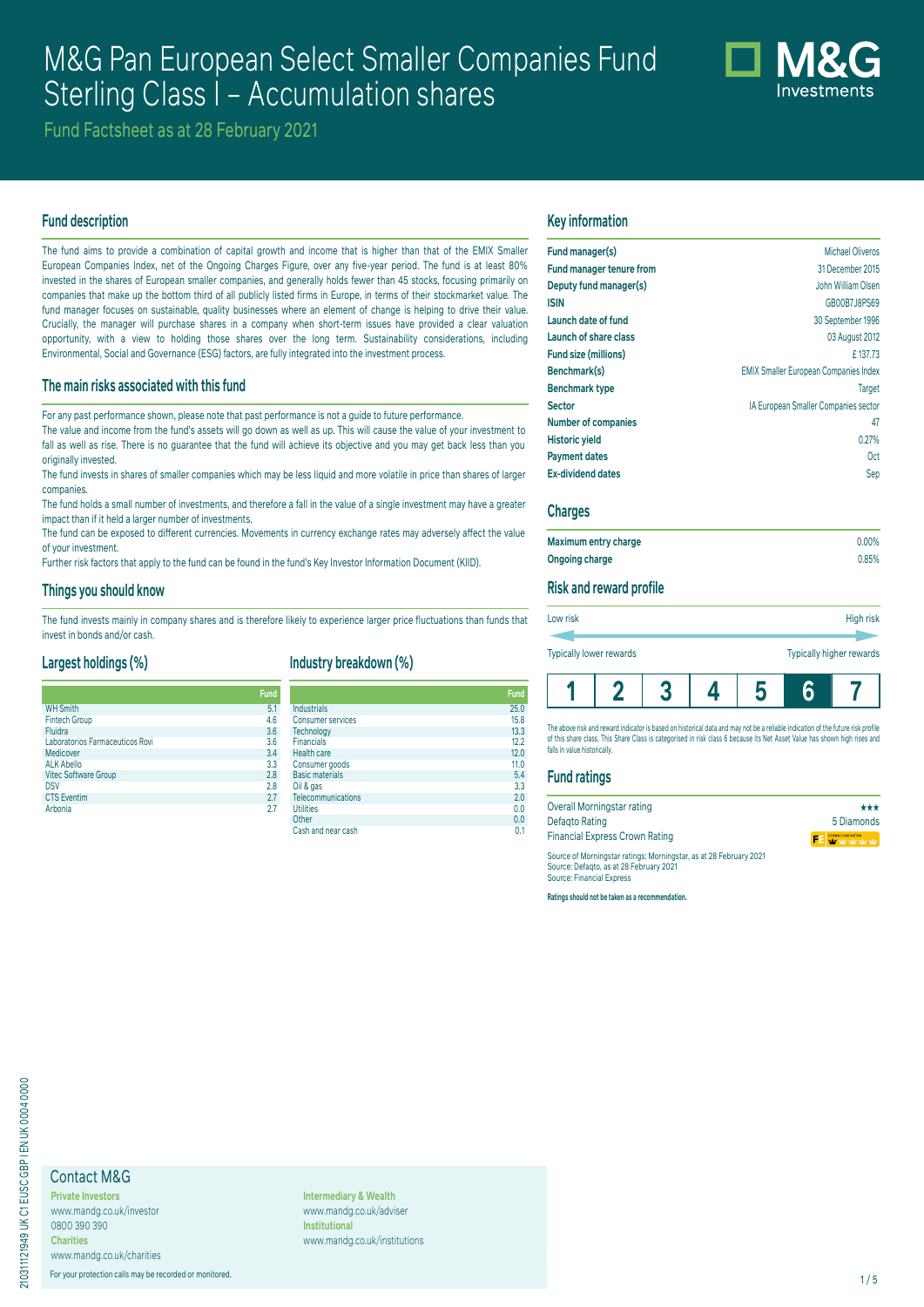# M&G Pan European Select Smaller Companies Fund Sterling Class I – Accumulation shares

Fund Factsheet as at 28 February 2021

## Fund description

The fund aims to provide a combination of capital growth and income that is higher than that of the EMIX Smaller European Companies Index, net of the Ongoing Charges Figure, over any five-year period. The fund is at least 80% invested in the shares of European smaller companies, and generally holds fewer than 45 stocks, focusing primarily on companies that make up the bottom third of all publicly listed firms in Europe, in terms of their stockmarket value. The fund manager focuses on sustainable, quality businesses where an element of change is helping to drive their value. Crucially, the manager will purchase shares in a company when short-term issues have provided a clear valuation opportunity, with a view to holding those shares over the long term. Sustainability considerations, including Environmental, Social and Governance (ESG) factors, are fully integrated into the investment process.

## The main risks associated with this fund

For any past performance shown, please note that past performance is not a guide to future performance.

The value and income from the fund's assets will go down as well as up. This will cause the value of your investment to fall as well as rise. There is no guarantee that the fund will achieve its objective and you may get back less than you originally invested.

The fund invests in shares of smaller companies which may be less liquid and more volatile in price than shares of larger companies.

The fund holds a small number of investments, and therefore a fall in the value of a single investment may have a greater impact than if it held a larger number of investments.

The fund can be exposed to different currencies. Movements in currency exchange rates may adversely affect the value of your investment.

Further risk factors that apply to the fund can be found in the fund's Key Investor Information Document (KIID).

## Things you should know

The fund invests mainly in company shares and is therefore likely to experience larger price fluctuations than funds that invest in bonds and/or cash.

## Largest holdings (%)

| | Fund |
|---|---|
| WH Smith | 5.1 |
| Fintech Group | 4.6 |
| Fluidra | 3.6 |
| Laboratorios Farmaceuticos Rovi | 3.6 |
| Medicover | 3.4 |
| ALK Abello | 3.3 |
| Vitec Software Group | 2.8 |
| DSV | 2.8 |
| CTS Eventim | 2.7 |
| Arbonia | 2.7 |

## Industry breakdown (%)

| | Fund |
|---|---|
| Industrials | 25.0 |
| Consumer services | 15.8 |
| Technology | 13.3 |
| Financials | 12.2 |
| Health care | 12.0 |
| Consumer goods | 11.0 |
| Basic materials | 5.4 |
| Oil & gas | 3.3 |
| Telecommunications | 2.0 |
| Utilities | 0.0 |
| Other | 0.0 |
| Cash and near cash | 0.1 |

## Key information

| | |
|---|---|
| **Fund manager(s)** | Michael Oliveros |
| **Fund manager tenure from** | 31 December 2015 |
| **Deputy fund manager(s)** | John William Olsen |
| **ISIN** | GB00B7J8PS69 |
| **Launch date of fund** | 30 September 1996 |
| **Launch of share class** | 03 August 2012 |
| **Fund size (millions)** | £ 137.73 |
| **Benchmark(s)** | EMIX Smaller European Companies Index |
| **Benchmark type** | Target |
| **Sector** | IA European Smaller Companies sector |
| **Number of companies** | 47 |
| **Historic yield** | 0.27% |
| **Payment dates** | Oct |
| **Ex-dividend dates** | Sep |

## Charges

| | |
|---|---|
| **Maximum entry charge** | 0.00% |
| **Ongoing charge** | 0.85% |

## Risk and reward profile

Low risk — High risk

Typically lower rewards — Typically higher rewards

| 1 | 2 | 3 | 4 | 5 | **6** | 7 |
|---|---|---|---|---|---|---|

The above risk and reward indicator is based on historical data and may not be a reliable indication of the future risk profile of this share class. This Share Class is categorised in risk class 6 because its Net Asset Value has shown high rises and falls in value historically.

## Fund ratings

| | |
|---|---|
| Overall Morningstar rating | ★★★ |
| Defaqto Rating | 5 Diamonds |
| Financial Express Crown Rating | |

Source of Morningstar ratings: Morningstar, as at 28 February 2021
Source: Defaqto, as at 28 February 2021
Source: Financial Express

**Ratings should not be taken as a recommendation.**

## Contact M&G

**Private Investors**
www.mandg.co.uk/investor
0800 390 390

**Charities**
www.mandg.co.uk/charities

**Intermediary & Wealth**
www.mandg.co.uk/adviser

**Institutional**
www.mandg.co.uk/institutions

For your protection calls may be recorded or monitored.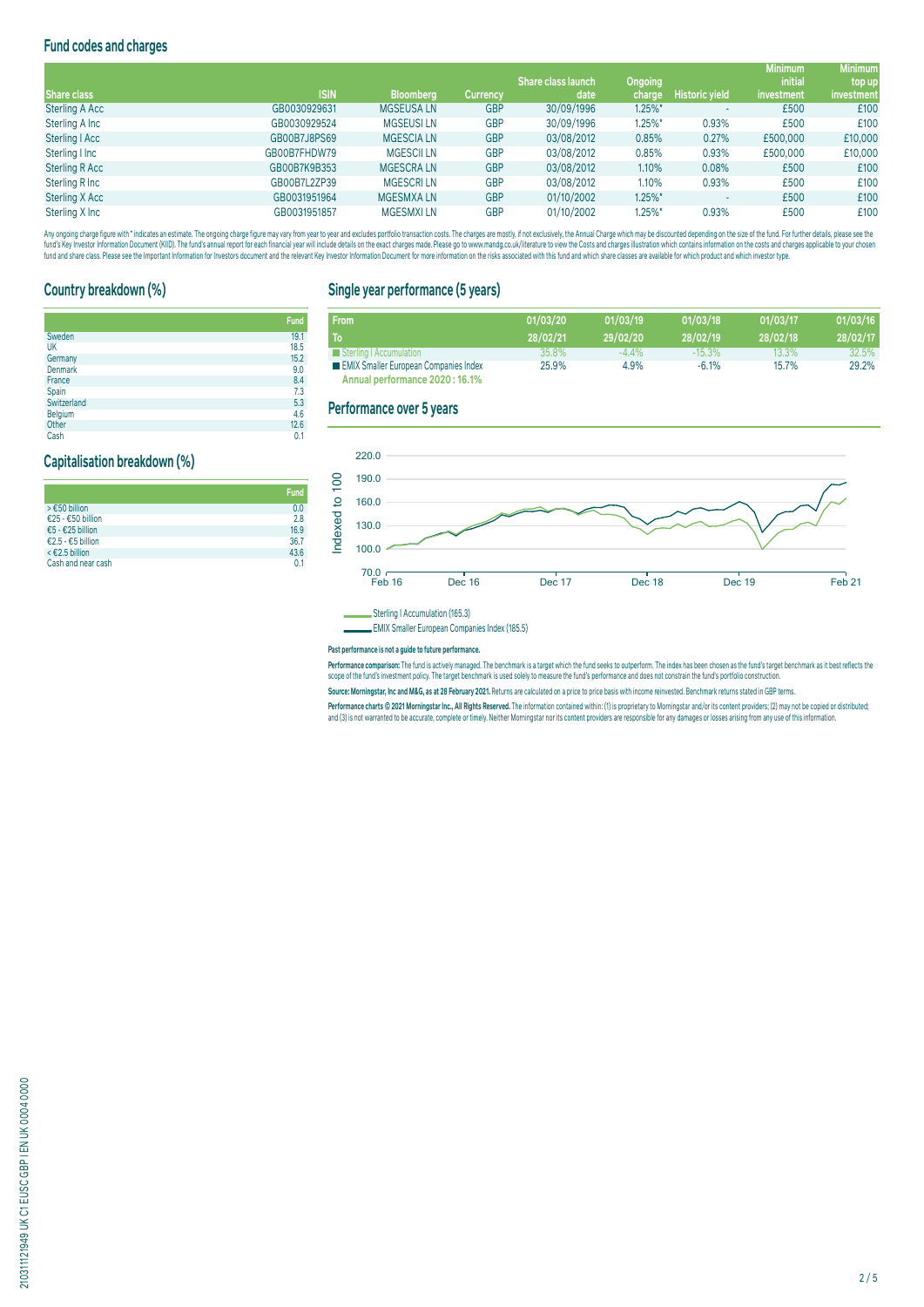## Fund codes and charges

| Share class | ISIN | Bloomberg | Currency | Share class launch date | Ongoing charge | Historic yield | Minimum initial investment | Minimum top up investment |
|---|---|---|---|---|---|---|---|---|
| Sterling A Acc | GB0030929631 | MGSEUSA LN | GBP | 30/09/1996 | 1.25%* | - | £500 | £100 |
| Sterling A Inc | GB0030929524 | MGSEUSI LN | GBP | 30/09/1996 | 1.25%* | 0.93% | £500 | £100 |
| Sterling I Acc | GB00B7J8PS69 | MGESCIA LN | GBP | 03/08/2012 | 0.85% | 0.27% | £500,000 | £10,000 |
| Sterling I Inc | GB00B7FHDW79 | MGESCII LN | GBP | 03/08/2012 | 0.85% | 0.93% | £500,000 | £10,000 |
| Sterling R Acc | GB00B7K9B353 | MGESCRA LN | GBP | 03/08/2012 | 1.10% | 0.08% | £500 | £100 |
| Sterling R Inc | GB00B7L2ZP39 | MGESCRI LN | GBP | 03/08/2012 | 1.10% | 0.93% | £500 | £100 |
| Sterling X Acc | GB0031951964 | MGESMXA LN | GBP | 01/10/2002 | 1.25%* | - | £500 | £100 |
| Sterling X Inc | GB0031951857 | MGESMXI LN | GBP | 01/10/2002 | 1.25%* | 0.93% | £500 | £100 |

Any ongoing charge figure with * indicates an estimate. The ongoing charge figure may vary from year to year and excludes portfolio transaction costs. The charges are mostly, if not exclusively, the Annual Charge which may be discounted depending on the size of the fund. For further details, please see the fund's Key Investor Information Document (KIID). The fund's annual report for each financial year will include details on the exact charges made. Please go to www.mandg.co.uk/literature to view the Costs and charges illustration which contains information on the costs and charges applicable to your chosen fund and share class. Please see the Important Information for Investors document and the relevant Key Investor Information Document for more information on the risks associated with this fund and which share classes are available for which product and which investor type.

## Country breakdown (%)

| | Fund |
|---|---|
| Sweden | 19.1 |
| UK | 18.5 |
| Germany | 15.2 |
| Denmark | 9.0 |
| France | 8.4 |
| Spain | 7.3 |
| Switzerland | 5.3 |
| Belgium | 4.6 |
| Other | 12.6 |
| Cash | 0.1 |

## Capitalisation breakdown (%)

| | Fund |
|---|---|
| > €50 billion | 0.0 |
| €25 - €50 billion | 2.8 |
| €5 - €25 billion | 16.9 |
| €2.5 - €5 billion | 36.7 |
| < €2.5 billion | 43.6 |
| Cash and near cash | 0.1 |

## Single year performance (5 years)

| From | 01/03/20 | 01/03/19 | 01/03/18 | 01/03/17 | 01/03/16 |
|---|---|---|---|---|---|
| To | 28/02/21 | 29/02/20 | 28/02/19 | 28/02/18 | 28/02/17 |
| Sterling I Accumulation | 35.8% | -4.4% | -15.3% | 13.3% | 32.5% |
| EMIX Smaller European Companies Index | 25.9% | 4.9% | -6.1% | 15.7% | 29.2% |

**Annual performance 2020 : 16.1%**

## Performance over 5 years

Sterling I Accumulation (165.3)

EMIX Smaller European Companies Index (185.5)

**Past performance is not a guide to future performance.**

**Performance comparison:** The fund is actively managed. The benchmark is a target which the fund seeks to outperform. The index has been chosen as the fund's target benchmark as it best reflects the scope of the fund's investment policy. The target benchmark is used solely to measure the fund's performance and does not constrain the fund's portfolio construction.

**Source: Morningstar, Inc and M&G, as at 28 February 2021.** Returns are calculated on a price to price basis with income reinvested. Benchmark returns stated in GBP terms.

**Performance charts © 2021 Morningstar Inc., All Rights Reserved.** The information contained within: (1) is proprietary to Morningstar and/or its content providers; (2) may not be copied or distributed; and (3) is not warranted to be accurate, complete or timely. Neither Morningstar nor its content providers are responsible for any damages or losses arising from any use of this information.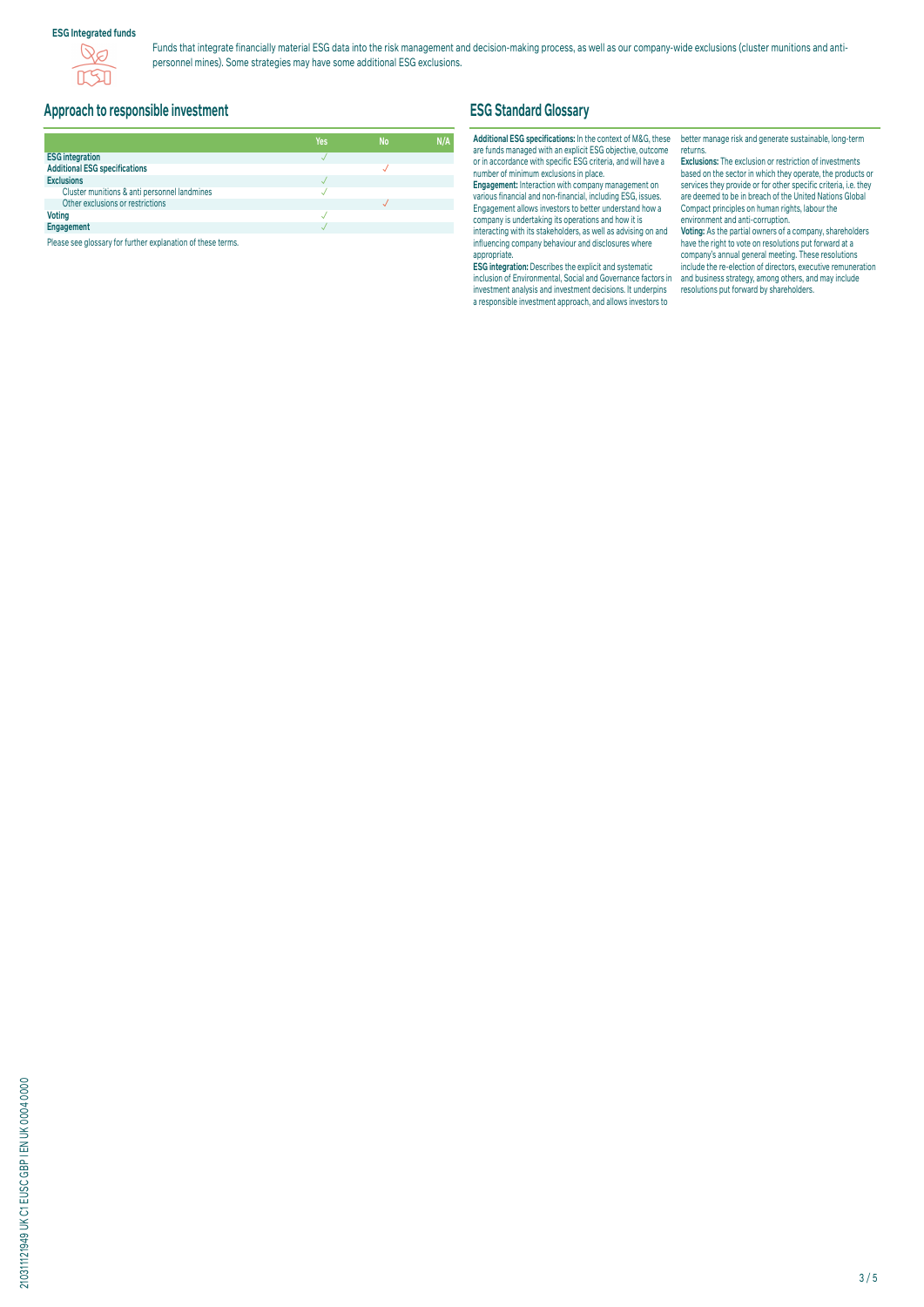**ESG Integrated funds**

Funds that integrate financially material ESG data into the risk management and decision-making process, as well as our company-wide exclusions (cluster munitions and anti-personnel mines). Some strategies may have some additional ESG exclusions.

## Approach to responsible investment

| | Yes | No | N/A |
|---|---|---|---|
| **ESG integration** | ✓ | | |
| **Additional ESG specifications** | | ✓ | |
| **Exclusions** | ✓ | | |
| Cluster munitions & anti personnel landmines | ✓ | | |
| Other exclusions or restrictions | | ✓ | |
| **Voting** | ✓ | | |
| **Engagement** | ✓ | | |

Please see glossary for further explanation of these terms.

## ESG Standard Glossary

**Additional ESG specifications:** In the context of M&G, these are funds managed with an explicit ESG objective, outcome or in accordance with specific ESG criteria, and will have a number of minimum exclusions in place.

**Engagement:** Interaction with company management on various financial and non-financial, including ESG, issues. Engagement allows investors to better understand how a company is undertaking its operations and how it is interacting with its stakeholders, as well as advising on and influencing company behaviour and disclosures where appropriate.

**ESG integration:** Describes the explicit and systematic inclusion of Environmental, Social and Governance factors in investment analysis and investment decisions. It underpins a responsible investment approach, and allows investors to better manage risk and generate sustainable, long-term returns.

**Exclusions:** The exclusion or restriction of investments based on the sector in which they operate, the products or services they provide or for other specific criteria, i.e. they are deemed to be in breach of the United Nations Global Compact principles on human rights, labour the environment and anti-corruption.

**Voting:** As the partial owners of a company, shareholders have the right to vote on resolutions put forward at a company's annual general meeting. These resolutions include the re-election of directors, executive remuneration and business strategy, among others, and may include resolutions put forward by shareholders.

210311121949 UK C1 EUSC GBP I EN UK 0004 0000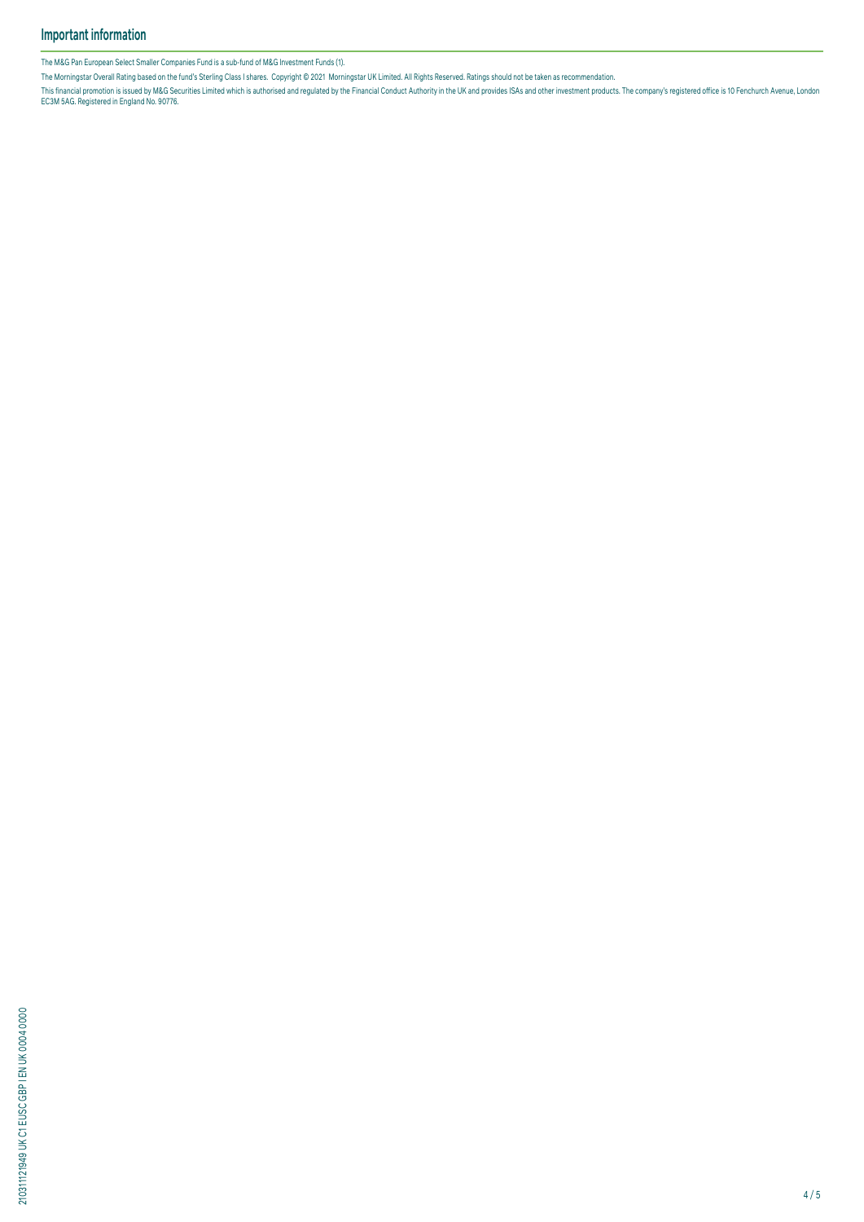## Important information

The M&G Pan European Select Smaller Companies Fund is a sub-fund of M&G Investment Funds (1).

The Morningstar Overall Rating based on the fund's Sterling Class I shares. Copyright © 2021 Morningstar UK Limited. All Rights Reserved. Ratings should not be taken as recommendation.

This financial promotion is issued by M&G Securities Limited which is authorised and regulated by the Financial Conduct Authority in the UK and provides ISAs and other investment products. The company's registered office is 10 Fenchurch Avenue, London EC3M 5AG. Registered in England No. 90776.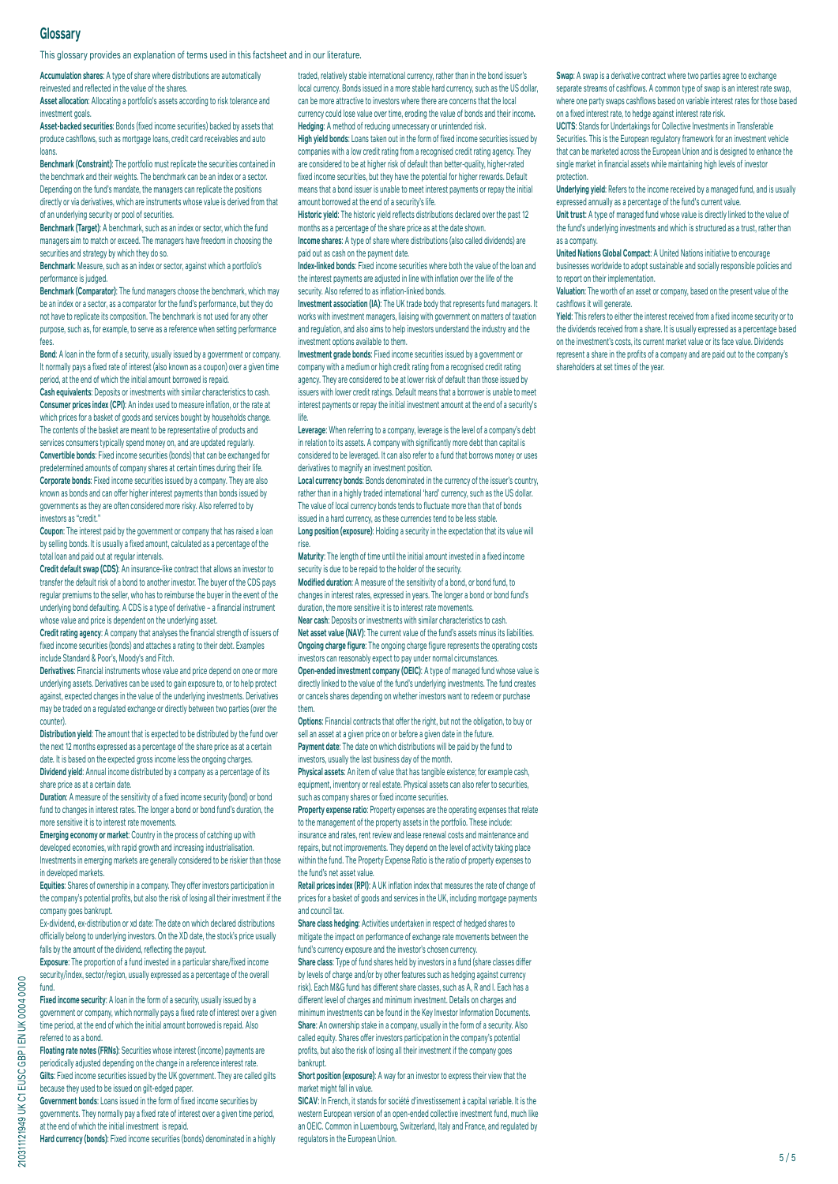## Glossary

This glossary provides an explanation of terms used in this factsheet and in our literature.

**Accumulation shares**: A type of share where distributions are automatically reinvested and reflected in the value of the shares.

**Asset allocation**: Allocating a portfolio's assets according to risk tolerance and investment goals.

**Asset-backed securities**: Bonds (fixed income securities) backed by assets that produce cashflows, such as mortgage loans, credit card receivables and auto loans.

**Benchmark (Constraint)**: The portfolio must replicate the securities contained in the benchmark and their weights. The benchmark can be an index or a sector. Depending on the fund's mandate, the managers can replicate the positions directly or via derivatives, which are instruments whose value is derived from that of an underlying security or pool of securities.

**Benchmark (Target)**: A benchmark, such as an index or sector, which the fund managers aim to match or exceed. The managers have freedom in choosing the securities and strategy by which they do so.

**Benchmark**: Measure, such as an index or sector, against which a portfolio's performance is judged.

**Benchmark (Comparator)**: The fund managers choose the benchmark, which may be an index or a sector, as a comparator for the fund's performance, but they do not have to replicate its composition. The benchmark is not used for any other purpose, such as, for example, to serve as a reference when setting performance fees.

**Bond**: A loan in the form of a security, usually issued by a government or company. It normally pays a fixed rate of interest (also known as a coupon) over a given time period, at the end of which the initial amount borrowed is repaid.

**Cash equivalents**: Deposits or investments with similar characteristics to cash.

**Consumer prices index (CPI)**: An index used to measure inflation, or the rate at which prices for a basket of goods and services bought by households change. The contents of the basket are meant to be representative of products and services consumers typically spend money on, and are updated regularly.

**Convertible bonds**: Fixed income securities (bonds) that can be exchanged for predetermined amounts of company shares at certain times during their life.

**Corporate bonds**: Fixed income securities issued by a company. They are also known as bonds and can offer higher interest payments than bonds issued by governments as they are often considered more risky. Also referred to by investors as "credit."

**Coupon**: The interest paid by the government or company that has raised a loan by selling bonds. It is usually a fixed amount, calculated as a percentage of the total loan and paid out at regular intervals.

**Credit default swap (CDS)**: An insurance-like contract that allows an investor to transfer the default risk of a bond to another investor. The buyer of the CDS pays regular premiums to the seller, who has to reimburse the buyer in the event of the underlying bond defaulting. A CDS is a type of derivative – a financial instrument whose value and price is dependent on the underlying asset.

**Credit rating agency**: A company that analyses the financial strength of issuers of fixed income securities (bonds) and attaches a rating to their debt. Examples include Standard & Poor's, Moody's and Fitch.

**Derivatives**: Financial instruments whose value and price depend on one or more underlying assets. Derivatives can be used to gain exposure to, or to help protect against, expected changes in the value of the underlying investments. Derivatives may be traded on a regulated exchange or directly between two parties (over the counter).

**Distribution yield**: The amount that is expected to be distributed by the fund over the next 12 months expressed as a percentage of the share price as at a certain date. It is based on the expected gross income less the ongoing charges.

**Dividend yield**: Annual income distributed by a company as a percentage of its share price as at a certain date.

**Duration**: A measure of the sensitivity of a fixed income security (bond) or bond fund to changes in interest rates. The longer a bond or bond fund's duration, the more sensitive it is to interest rate movements.

**Emerging economy or market**: Country in the process of catching up with developed economies, with rapid growth and increasing industrialisation. Investments in emerging markets are generally considered to be riskier than those in developed markets.

**Equities**: Shares of ownership in a company. They offer investors participation in the company's potential profits, but also the risk of losing all their investment if the company goes bankrupt.

Ex-dividend, ex-distribution or xd date: The date on which declared distributions officially belong to underlying investors. On the XD date, the stock's price usually falls by the amount of the dividend, reflecting the payout.

**Exposure**: The proportion of a fund invested in a particular share/fixed income security/index, sector/region, usually expressed as a percentage of the overall fund.

**Fixed income security**: A loan in the form of a security, usually issued by a government or company, which normally pays a fixed rate of interest over a given time period, at the end of which the initial amount borrowed is repaid. Also referred to as a bond.

**Floating rate notes (FRNs)**: Securities whose interest (income) payments are periodically adjusted depending on the change in a reference interest rate.

**Gilts**: Fixed income securities issued by the UK government. They are called gilts because they used to be issued on gilt-edged paper.

**Government bonds**: Loans issued in the form of fixed income securities by governments. They normally pay a fixed rate of interest over a given time period, at the end of which the initial investment is repaid.

**Hard currency (bonds)**: Fixed income securities (bonds) denominated in a highly traded, relatively stable international currency, rather than in the bond issuer's local currency. Bonds issued in a more stable hard currency, such as the US dollar, can be more attractive to investors where there are concerns that the local currency could lose value over time, eroding the value of bonds and their income.

**Hedging**: A method of reducing unnecessary or unintended risk.

**High yield bonds**: Loans taken out in the form of fixed income securities issued by companies with a low credit rating from a recognised credit rating agency. They are considered to be at higher risk of default than better-quality, higher-rated fixed income securities, but they have the potential for higher rewards. Default means that a bond issuer is unable to meet interest payments or repay the initial amount borrowed at the end of a security's life.

**Historic yield**: The historic yield reflects distributions declared over the past 12 months as a percentage of the share price as at the date shown.

**Income shares**: A type of share where distributions (also called dividends) are paid out as cash on the payment date.

**Index-linked bonds**: Fixed income securities where both the value of the loan and the interest payments are adjusted in line with inflation over the life of the security. Also referred to as inflation-linked bonds.

**Investment association (IA)**: The UK trade body that represents fund managers. It works with investment managers, liaising with government on matters of taxation and regulation, and also aims to help investors understand the industry and the investment options available to them.

**Investment grade bonds**: Fixed income securities issued by a government or company with a medium or high credit rating from a recognised credit rating agency. They are considered to be at lower risk of default than those issued by issuers with lower credit ratings. Default means that a borrower is unable to meet interest payments or repay the initial investment amount at the end of a security's life.

**Leverage**: When referring to a company, leverage is the level of a company's debt in relation to its assets. A company with significantly more debt than capital is considered to be leveraged. It can also refer to a fund that borrows money or uses derivatives to magnify an investment position.

**Local currency bonds**: Bonds denominated in the currency of the issuer's country, rather than in a highly traded international 'hard' currency, such as the US dollar. The value of local currency bonds tends to fluctuate more than that of bonds issued in a hard currency, as these currencies tend to be less stable.

**Long position (exposure)**: Holding a security in the expectation that its value will rise.

**Maturity**: The length of time until the initial amount invested in a fixed income security is due to be repaid to the holder of the security.

**Modified duration**: A measure of the sensitivity of a bond, or bond fund, to changes in interest rates, expressed in years. The longer a bond or bond fund's duration, the more sensitive it is to interest rate movements.

**Near cash**: Deposits or investments with similar characteristics to cash.

**Net asset value (NAV)**: The current value of the fund's assets minus its liabilities.

**Ongoing charge figure**: The ongoing charge figure represents the operating costs investors can reasonably expect to pay under normal circumstances.

**Open-ended investment company (OEIC)**: A type of managed fund whose value is directly linked to the value of the fund's underlying investments. The fund creates or cancels shares depending on whether investors want to redeem or purchase them.

**Options**: Financial contracts that offer the right, but not the obligation, to buy or sell an asset at a given price on or before a given date in the future.

**Payment date**: The date on which distributions will be paid by the fund to investors, usually the last business day of the month.

**Physical assets**: An item of value that has tangible existence; for example cash, equipment, inventory or real estate. Physical assets can also refer to securities, such as company shares or fixed income securities.

**Property expense ratio**: Property expenses are the operating expenses that relate to the management of the property assets in the portfolio. These include: insurance and rates, rent review and lease renewal costs and maintenance and repairs, but not improvements. They depend on the level of activity taking place within the fund. The Property Expense Ratio is the ratio of property expenses to the fund's net asset value.

**Retail prices index (RPI)**: A UK inflation index that measures the rate of change of prices for a basket of goods and services in the UK, including mortgage payments and council tax.

**Share class hedging**: Activities undertaken in respect of hedged shares to mitigate the impact on performance of exchange rate movements between the fund's currency exposure and the investor's chosen currency.

**Share class**: Type of fund shares held by investors in a fund (share classes differ by levels of charge and/or by other features such as hedging against currency risk). Each M&G fund has different share classes, such as A, R and I. Each has a different level of charges and minimum investment. Details on charges and minimum investments can be found in the Key Investor Information Documents.

**Share**: An ownership stake in a company, usually in the form of a security. Also called equity. Shares offer investors participation in the company's potential profits, but also the risk of losing all their investment if the company goes bankrupt.

**Short position (exposure)**: A way for an investor to express their view that the market might fall in value.

**SICAV**: In French, it stands for société d'investissement à capital variable. It is the western European version of an open-ended collective investment fund, much like an OEIC. Common in Luxembourg, Switzerland, Italy and France, and regulated by regulators in the European Union.

**Swap**: A swap is a derivative contract where two parties agree to exchange separate streams of cashflows. A common type of swap is an interest rate swap, where one party swaps cashflows based on variable interest rates for those based on a fixed interest rate, to hedge against interest rate risk.

**UCITS**: Stands for Undertakings for Collective Investments in Transferable Securities. This is the European regulatory framework for an investment vehicle that can be marketed across the European Union and is designed to enhance the single market in financial assets while maintaining high levels of investor protection.

**Underlying yield**: Refers to the income received by a managed fund, and is usually expressed annually as a percentage of the fund's current value.

**Unit trust**: A type of managed fund whose value is directly linked to the value of the fund's underlying investments and which is structured as a trust, rather than as a company.

**United Nations Global Compact**: A United Nations initiative to encourage businesses worldwide to adopt sustainable and socially responsible policies and to report on their implementation.

**Valuation**: The worth of an asset or company, based on the present value of the cashflows it will generate.

**Yield**: This refers to either the interest received from a fixed income security or to the dividends received from a share. It is usually expressed as a percentage based on the investment's costs, its current market value or its face value. Dividends represent a share in the profits of a company and are paid out to the company's shareholders at set times of the year.

210311121949 UK C1 EUSC GBP I EN UK 0004 0000